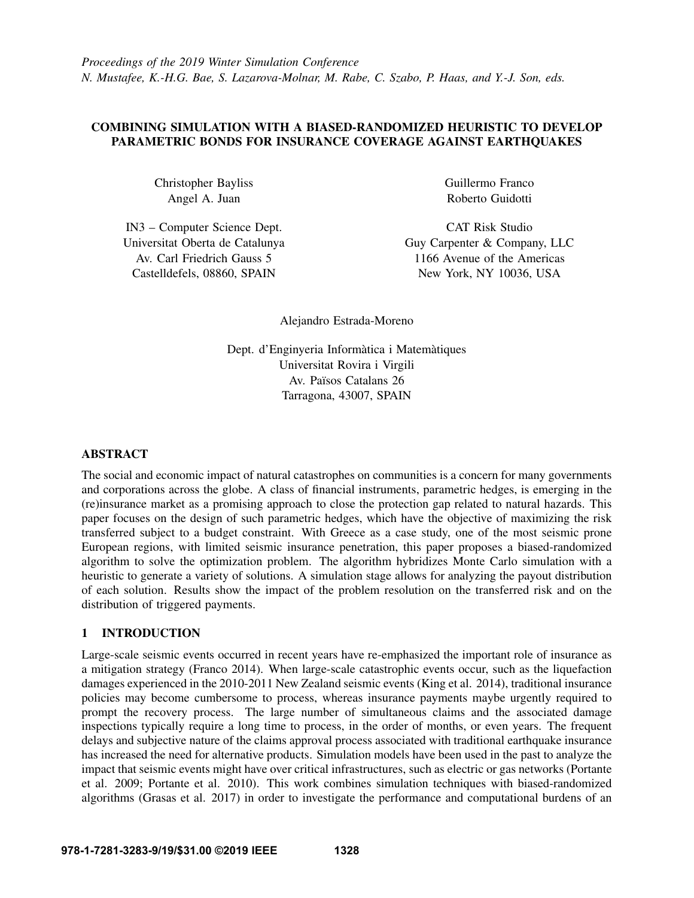*Proceedings of the 2019 Winter Simulation Conference*
*N. Mustafee, K.-H.G. Bae, S. Lazarova-Molnar, M. Rabe, C. Szabo, P. Haas, and Y.-J. Son, eds.*

# COMBINING SIMULATION WITH A BIASED-RANDOMIZED HEURISTIC TO DEVELOP PARAMETRIC BONDS FOR INSURANCE COVERAGE AGAINST EARTHQUAKES

Christopher Bayliss
Angel A. Juan

IN3 – Computer Science Dept.
Universitat Oberta de Catalunya
Av. Carl Friedrich Gauss 5
Castelldefels, 08860, SPAIN

Guillermo Franco
Roberto Guidotti

CAT Risk Studio
Guy Carpenter & Company, LLC
1166 Avenue of the Americas
New York, NY 10036, USA

Alejandro Estrada-Moreno

Dept. d'Enginyeria Informàtica i Matemàtiques
Universitat Rovira i Virgili
Av. Països Catalans 26
Tarragona, 43007, SPAIN

## ABSTRACT

The social and economic impact of natural catastrophes on communities is a concern for many governments and corporations across the globe. A class of financial instruments, parametric hedges, is emerging in the (re)insurance market as a promising approach to close the protection gap related to natural hazards. This paper focuses on the design of such parametric hedges, which have the objective of maximizing the risk transferred subject to a budget constraint. With Greece as a case study, one of the most seismic prone European regions, with limited seismic insurance penetration, this paper proposes a biased-randomized algorithm to solve the optimization problem. The algorithm hybridizes Monte Carlo simulation with a heuristic to generate a variety of solutions. A simulation stage allows for analyzing the payout distribution of each solution. Results show the impact of the problem resolution on the transferred risk and on the distribution of triggered payments.

## 1 INTRODUCTION

Large-scale seismic events occurred in recent years have re-emphasized the important role of insurance as a mitigation strategy (Franco 2014). When large-scale catastrophic events occur, such as the liquefaction damages experienced in the 2010-2011 New Zealand seismic events (King et al. 2014), traditional insurance policies may become cumbersome to process, whereas insurance payments maybe urgently required to prompt the recovery process. The large number of simultaneous claims and the associated damage inspections typically require a long time to process, in the order of months, or even years. The frequent delays and subjective nature of the claims approval process associated with traditional earthquake insurance has increased the need for alternative products. Simulation models have been used in the past to analyze the impact that seismic events might have over critical infrastructures, such as electric or gas networks (Portante et al. 2009; Portante et al. 2010). This work combines simulation techniques with biased-randomized algorithms (Grasas et al. 2017) in order to investigate the performance and computational burdens of an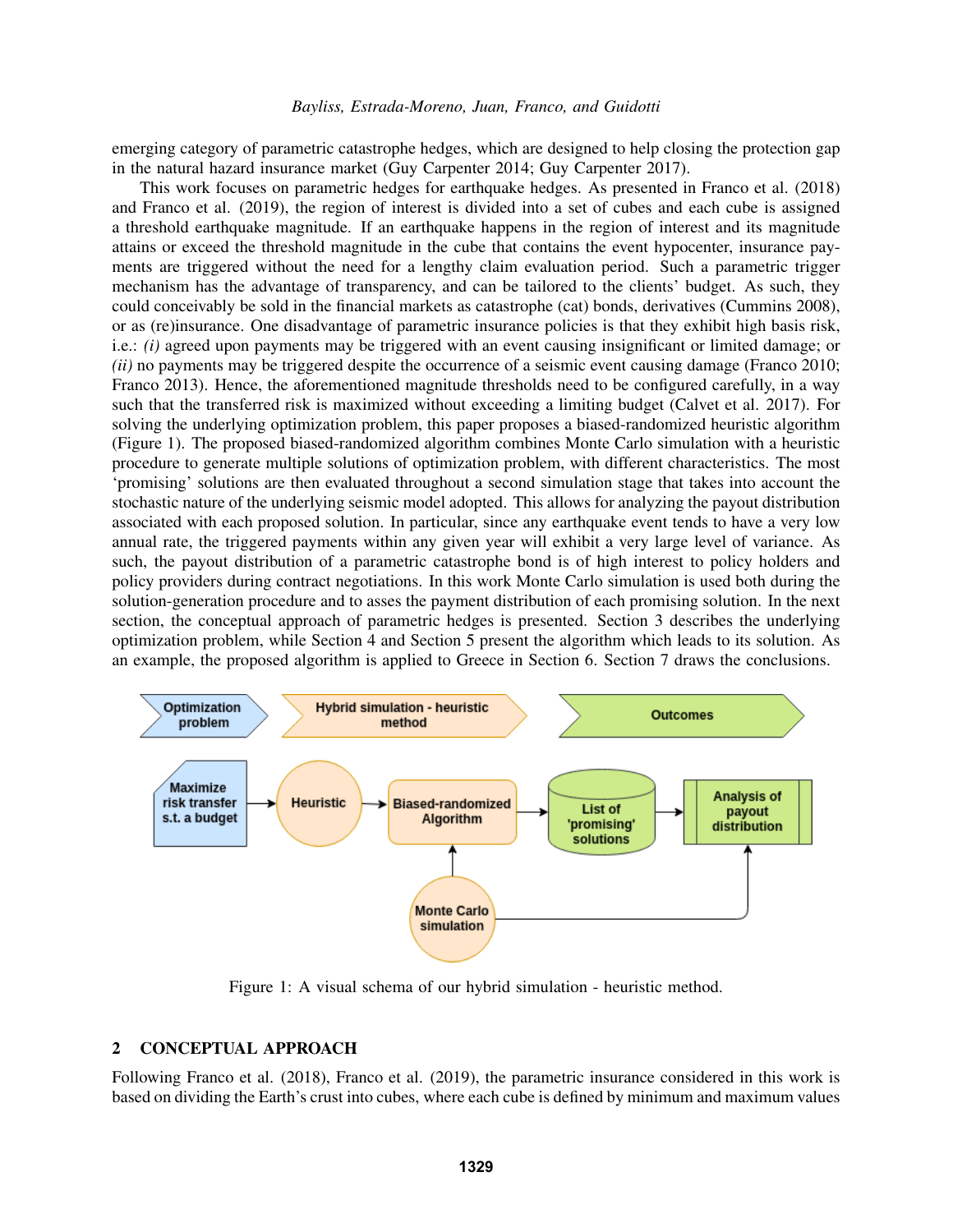emerging category of parametric catastrophe hedges, which are designed to help closing the protection gap in the natural hazard insurance market (Guy Carpenter 2014; Guy Carpenter 2017).

This work focuses on parametric hedges for earthquake hedges. As presented in Franco et al. (2018) and Franco et al. (2019), the region of interest is divided into a set of cubes and each cube is assigned a threshold earthquake magnitude. If an earthquake happens in the region of interest and its magnitude attains or exceed the threshold magnitude in the cube that contains the event hypocenter, insurance payments are triggered without the need for a lengthy claim evaluation period. Such a parametric trigger mechanism has the advantage of transparency, and can be tailored to the clients' budget. As such, they could conceivably be sold in the financial markets as catastrophe (cat) bonds, derivatives (Cummins 2008), or as (re)insurance. One disadvantage of parametric insurance policies is that they exhibit high basis risk, i.e.: *(i)* agreed upon payments may be triggered with an event causing insignificant or limited damage; or *(ii)* no payments may be triggered despite the occurrence of a seismic event causing damage (Franco 2010; Franco 2013). Hence, the aforementioned magnitude thresholds need to be configured carefully, in a way such that the transferred risk is maximized without exceeding a limiting budget (Calvet et al. 2017). For solving the underlying optimization problem, this paper proposes a biased-randomized heuristic algorithm (Figure 1). The proposed biased-randomized algorithm combines Monte Carlo simulation with a heuristic procedure to generate multiple solutions of optimization problem, with different characteristics. The most 'promising' solutions are then evaluated throughout a second simulation stage that takes into account the stochastic nature of the underlying seismic model adopted. This allows for analyzing the payout distribution associated with each proposed solution. In particular, since any earthquake event tends to have a very low annual rate, the triggered payments within any given year will exhibit a very large level of variance. As such, the payout distribution of a parametric catastrophe bond is of high interest to policy holders and policy providers during contract negotiations. In this work Monte Carlo simulation is used both during the solution-generation procedure and to asses the payment distribution of each promising solution. In the next section, the conceptual approach of parametric hedges is presented. Section 3 describes the underlying optimization problem, while Section 4 and Section 5 present the algorithm which leads to its solution. As an example, the proposed algorithm is applied to Greece in Section 6. Section 7 draws the conclusions.

Figure 1: A visual schema of our hybrid simulation - heuristic method.

## 2 CONCEPTUAL APPROACH

Following Franco et al. (2018), Franco et al. (2019), the parametric insurance considered in this work is based on dividing the Earth's crust into cubes, where each cube is defined by minimum and maximum values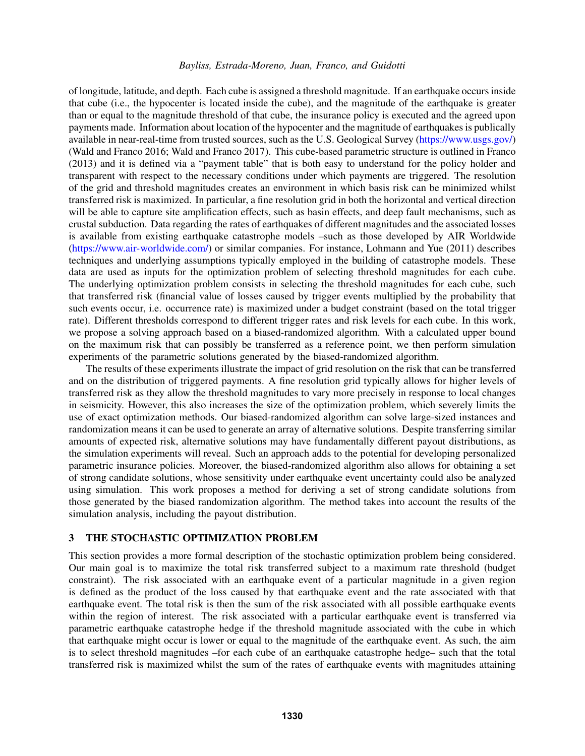of longitude, latitude, and depth. Each cube is assigned a threshold magnitude. If an earthquake occurs inside that cube (i.e., the hypocenter is located inside the cube), and the magnitude of the earthquake is greater than or equal to the magnitude threshold of that cube, the insurance policy is executed and the agreed upon payments made. Information about location of the hypocenter and the magnitude of earthquakes is publically available in near-real-time from trusted sources, such as the U.S. Geological Survey (https://www.usgs.gov/) (Wald and Franco 2016; Wald and Franco 2017). This cube-based parametric structure is outlined in Franco (2013) and it is defined via a "payment table" that is both easy to understand for the policy holder and transparent with respect to the necessary conditions under which payments are triggered. The resolution of the grid and threshold magnitudes creates an environment in which basis risk can be minimized whilst transferred risk is maximized. In particular, a fine resolution grid in both the horizontal and vertical direction will be able to capture site amplification effects, such as basin effects, and deep fault mechanisms, such as crustal subduction. Data regarding the rates of earthquakes of different magnitudes and the associated losses is available from existing earthquake catastrophe models –such as those developed by AIR Worldwide (https://www.air-worldwide.com/) or similar companies. For instance, Lohmann and Yue (2011) describes techniques and underlying assumptions typically employed in the building of catastrophe models. These data are used as inputs for the optimization problem of selecting threshold magnitudes for each cube. The underlying optimization problem consists in selecting the threshold magnitudes for each cube, such that transferred risk (financial value of losses caused by trigger events multiplied by the probability that such events occur, i.e. occurrence rate) is maximized under a budget constraint (based on the total trigger rate). Different thresholds correspond to different trigger rates and risk levels for each cube. In this work, we propose a solving approach based on a biased-randomized algorithm. With a calculated upper bound on the maximum risk that can possibly be transferred as a reference point, we then perform simulation experiments of the parametric solutions generated by the biased-randomized algorithm.

The results of these experiments illustrate the impact of grid resolution on the risk that can be transferred and on the distribution of triggered payments. A fine resolution grid typically allows for higher levels of transferred risk as they allow the threshold magnitudes to vary more precisely in response to local changes in seismicity. However, this also increases the size of the optimization problem, which severely limits the use of exact optimization methods. Our biased-randomized algorithm can solve large-sized instances and randomization means it can be used to generate an array of alternative solutions. Despite transferring similar amounts of expected risk, alternative solutions may have fundamentally different payout distributions, as the simulation experiments will reveal. Such an approach adds to the potential for developing personalized parametric insurance policies. Moreover, the biased-randomized algorithm also allows for obtaining a set of strong candidate solutions, whose sensitivity under earthquake event uncertainty could also be analyzed using simulation. This work proposes a method for deriving a set of strong candidate solutions from those generated by the biased randomization algorithm. The method takes into account the results of the simulation analysis, including the payout distribution.

## 3 THE STOCHASTIC OPTIMIZATION PROBLEM

This section provides a more formal description of the stochastic optimization problem being considered. Our main goal is to maximize the total risk transferred subject to a maximum rate threshold (budget constraint). The risk associated with an earthquake event of a particular magnitude in a given region is defined as the product of the loss caused by that earthquake event and the rate associated with that earthquake event. The total risk is then the sum of the risk associated with all possible earthquake events within the region of interest. The risk associated with a particular earthquake event is transferred via parametric earthquake catastrophe hedge if the threshold magnitude associated with the cube in which that earthquake might occur is lower or equal to the magnitude of the earthquake event. As such, the aim is to select threshold magnitudes –for each cube of an earthquake catastrophe hedge– such that the total transferred risk is maximized whilst the sum of the rates of earthquake events with magnitudes attaining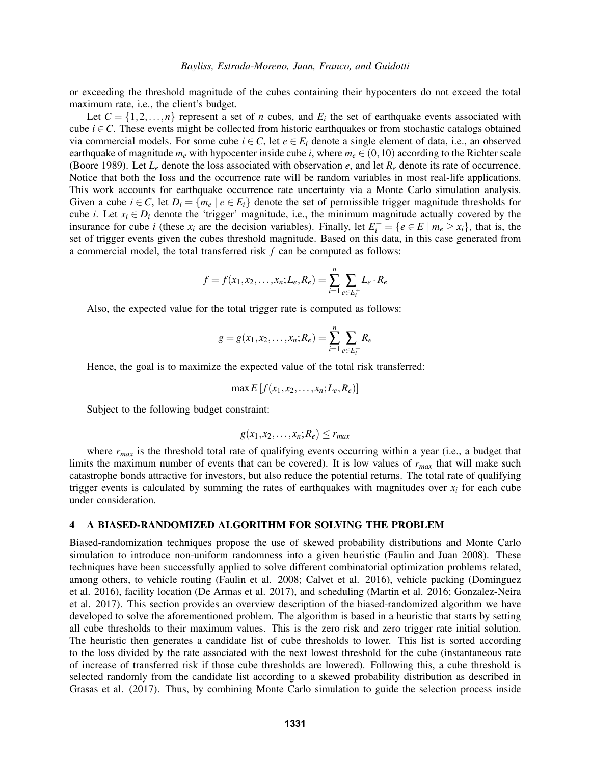or exceeding the threshold magnitude of the cubes containing their hypocenters do not exceed the total maximum rate, i.e., the client's budget.

Let $C = \{1, 2, \ldots, n\}$ represent a set of $n$ cubes, and $E_i$ the set of earthquake events associated with cube $i \in C$. These events might be collected from historic earthquakes or from stochastic catalogs obtained via commercial models. For some cube $i \in C$, let $e \in E_i$ denote a single element of data, i.e., an observed earthquake of magnitude $m_e$ with hypocenter inside cube $i$, where $m_e \in (0, 10)$ according to the Richter scale (Boore 1989). Let $L_e$ denote the loss associated with observation $e$, and let $R_e$ denote its rate of occurrence. Notice that both the loss and the occurrence rate will be random variables in most real-life applications. This work accounts for earthquake occurrence rate uncertainty via a Monte Carlo simulation analysis. Given a cube $i \in C$, let $D_i = \{m_e \mid e \in E_i\}$ denote the set of permissible trigger magnitude thresholds for cube $i$. Let $x_i \in D_i$ denote the 'trigger' magnitude, i.e., the minimum magnitude actually covered by the insurance for cube $i$ (these $x_i$ are the decision variables). Finally, let $E_i^+ = \{e \in E \mid m_e \geq x_i\}$, that is, the set of trigger events given the cubes threshold magnitude. Based on this data, in this case generated from a commercial model, the total transferred risk $f$ can be computed as follows:

$$f = f(x_1, x_2, \ldots, x_n; L_e, R_e) = \sum_{i=1}^{n} \sum_{e \in E_i^+} L_e \cdot R_e$$

Also, the expected value for the total trigger rate is computed as follows:

$$g = g(x_1, x_2, \ldots, x_n; R_e) = \sum_{i=1}^{n} \sum_{e \in E_i^+} R_e$$

Hence, the goal is to maximize the expected value of the total risk transferred:

$$\max E\left[f(x_1, x_2, \ldots, x_n; L_e, R_e)\right]$$

Subject to the following budget constraint:

$$g(x_1, x_2, \ldots, x_n; R_e) \leq r_{max}$$

where $r_{max}$ is the threshold total rate of qualifying events occurring within a year (i.e., a budget that limits the maximum number of events that can be covered). It is low values of $r_{max}$ that will make such catastrophe bonds attractive for investors, but also reduce the potential returns. The total rate of qualifying trigger events is calculated by summing the rates of earthquakes with magnitudes over $x_i$ for each cube under consideration.

## 4 A BIASED-RANDOMIZED ALGORITHM FOR SOLVING THE PROBLEM

Biased-randomization techniques propose the use of skewed probability distributions and Monte Carlo simulation to introduce non-uniform randomness into a given heuristic (Faulin and Juan 2008). These techniques have been successfully applied to solve different combinatorial optimization problems related, among others, to vehicle routing (Faulin et al. 2008; Calvet et al. 2016), vehicle packing (Dominguez et al. 2016), facility location (De Armas et al. 2017), and scheduling (Martin et al. 2016; Gonzalez-Neira et al. 2017). This section provides an overview description of the biased-randomized algorithm we have developed to solve the aforementioned problem. The algorithm is based in a heuristic that starts by setting all cube thresholds to their maximum values. This is the zero risk and zero trigger rate initial solution. The heuristic then generates a candidate list of cube thresholds to lower. This list is sorted according to the loss divided by the rate associated with the next lowest threshold for the cube (instantaneous rate of increase of transferred risk if those cube thresholds are lowered). Following this, a cube threshold is selected randomly from the candidate list according to a skewed probability distribution as described in Grasas et al. (2017). Thus, by combining Monte Carlo simulation to guide the selection process inside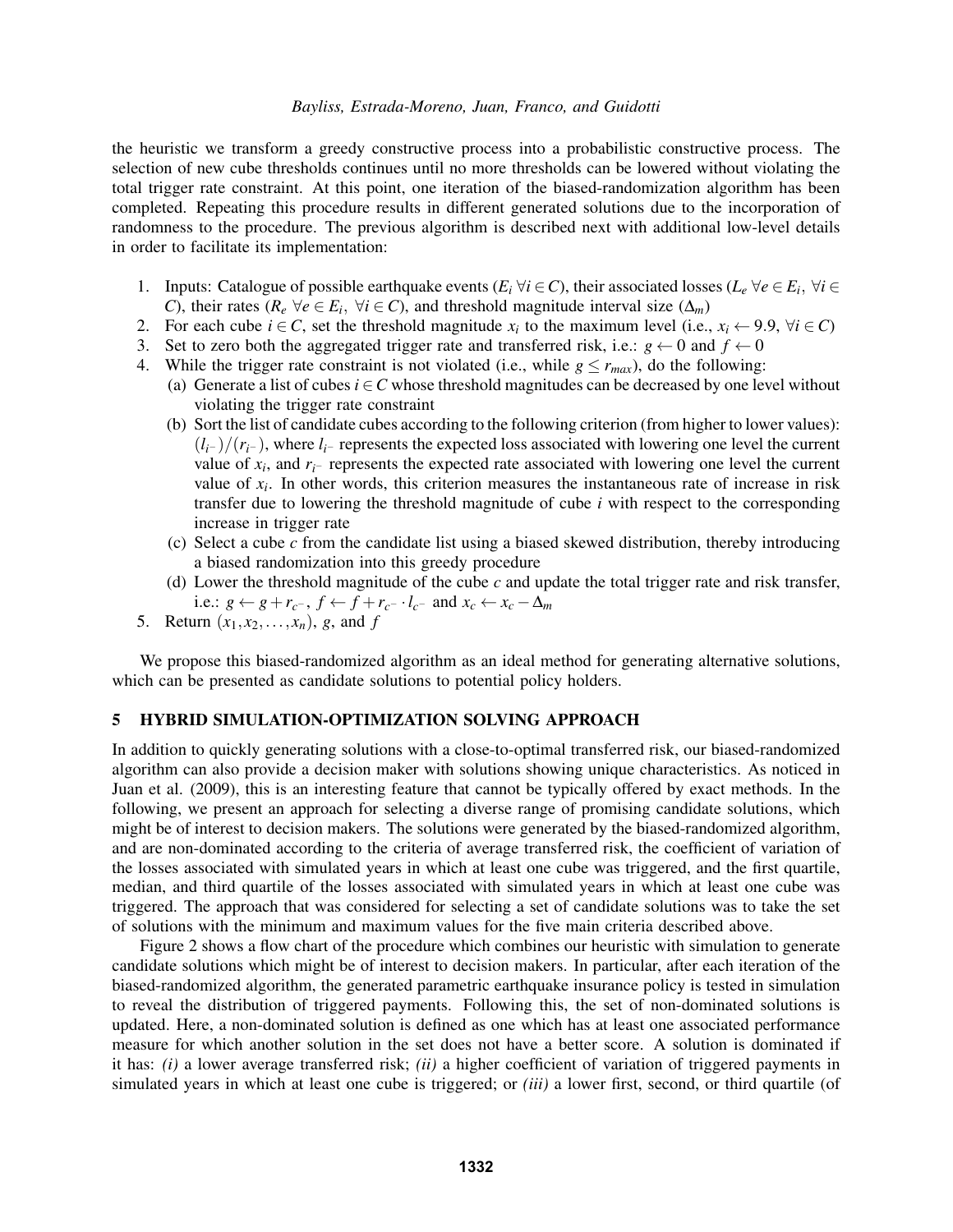the heuristic we transform a greedy constructive process into a probabilistic constructive process. The selection of new cube thresholds continues until no more thresholds can be lowered without violating the total trigger rate constraint. At this point, one iteration of the biased-randomization algorithm has been completed. Repeating this procedure results in different generated solutions due to the incorporation of randomness to the procedure. The previous algorithm is described next with additional low-level details in order to facilitate its implementation:

1. Inputs: Catalogue of possible earthquake events ($E_i\ \forall i \in C$), their associated losses ($L_e\ \forall e \in E_i,\ \forall i \in C$), their rates ($R_e\ \forall e \in E_i,\ \forall i \in C$), and threshold magnitude interval size ($\Delta_m$)
2. For each cube $i \in C$, set the threshold magnitude $x_i$ to the maximum level (i.e., $x_i \leftarrow 9.9,\ \forall i \in C$)
3. Set to zero both the aggregated trigger rate and transferred risk, i.e.: $g \leftarrow 0$ and $f \leftarrow 0$
4. While the trigger rate constraint is not violated (i.e., while $g \leq r_{max}$), do the following:
   (a) Generate a list of cubes $i \in C$ whose threshold magnitudes can be decreased by one level without violating the trigger rate constraint
   (b) Sort the list of candidate cubes according to the following criterion (from higher to lower values): $(l_{i^-})/(r_{i^-})$, where $l_{i^-}$ represents the expected loss associated with lowering one level the current value of $x_i$, and $r_{i^-}$ represents the expected rate associated with lowering one level the current value of $x_i$. In other words, this criterion measures the instantaneous rate of increase in risk transfer due to lowering the threshold magnitude of cube $i$ with respect to the corresponding increase in trigger rate
   (c) Select a cube $c$ from the candidate list using a biased skewed distribution, thereby introducing a biased randomization into this greedy procedure
   (d) Lower the threshold magnitude of the cube $c$ and update the total trigger rate and risk transfer, i.e.: $g \leftarrow g + r_{c^-}$, $f \leftarrow f + r_{c^-} \cdot l_{c^-}$ and $x_c \leftarrow x_c - \Delta_m$
5. Return $(x_1, x_2, \ldots, x_n)$, $g$, and $f$

We propose this biased-randomized algorithm as an ideal method for generating alternative solutions, which can be presented as candidate solutions to potential policy holders.

## 5 HYBRID SIMULATION-OPTIMIZATION SOLVING APPROACH

In addition to quickly generating solutions with a close-to-optimal transferred risk, our biased-randomized algorithm can also provide a decision maker with solutions showing unique characteristics. As noticed in Juan et al. (2009), this is an interesting feature that cannot be typically offered by exact methods. In the following, we present an approach for selecting a diverse range of promising candidate solutions, which might be of interest to decision makers. The solutions were generated by the biased-randomized algorithm, and are non-dominated according to the criteria of average transferred risk, the coefficient of variation of the losses associated with simulated years in which at least one cube was triggered, and the first quartile, median, and third quartile of the losses associated with simulated years in which at least one cube was triggered. The approach that was considered for selecting a set of candidate solutions was to take the set of solutions with the minimum and maximum values for the five main criteria described above.

Figure 2 shows a flow chart of the procedure which combines our heuristic with simulation to generate candidate solutions which might be of interest to decision makers. In particular, after each iteration of the biased-randomized algorithm, the generated parametric earthquake insurance policy is tested in simulation to reveal the distribution of triggered payments. Following this, the set of non-dominated solutions is updated. Here, a non-dominated solution is defined as one which has at least one associated performance measure for which another solution in the set does not have a better score. A solution is dominated if it has: *(i)* a lower average transferred risk; *(ii)* a higher coefficient of variation of triggered payments in simulated years in which at least one cube is triggered; or *(iii)* a lower first, second, or third quartile (of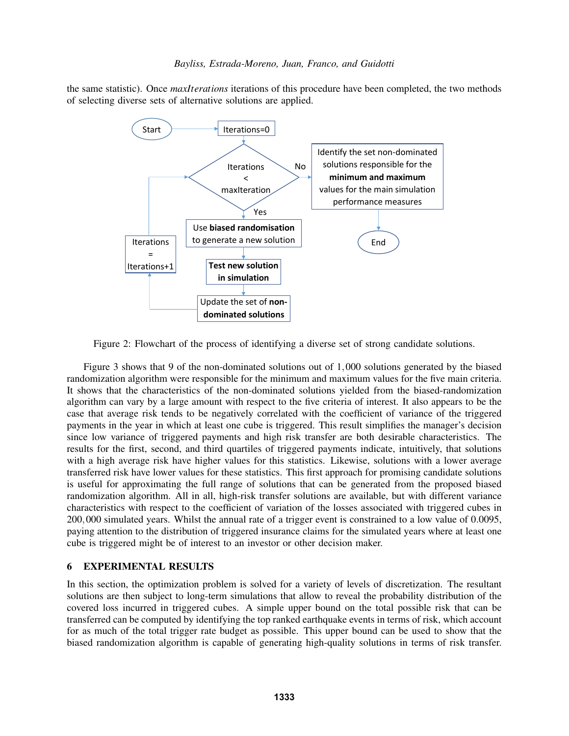the same statistic). Once *maxIterations* iterations of this procedure have been completed, the two methods of selecting diverse sets of alternative solutions are applied.

Figure 2: Flowchart of the process of identifying a diverse set of strong candidate solutions.

Figure 3 shows that 9 of the non-dominated solutions out of 1,000 solutions generated by the biased randomization algorithm were responsible for the minimum and maximum values for the five main criteria. It shows that the characteristics of the non-dominated solutions yielded from the biased-randomization algorithm can vary by a large amount with respect to the five criteria of interest. It also appears to be the case that average risk tends to be negatively correlated with the coefficient of variance of the triggered payments in the year in which at least one cube is triggered. This result simplifies the manager's decision since low variance of triggered payments and high risk transfer are both desirable characteristics. The results for the first, second, and third quartiles of triggered payments indicate, intuitively, that solutions with a high average risk have higher values for this statistics. Likewise, solutions with a lower average transferred risk have lower values for these statistics. This first approach for promising candidate solutions is useful for approximating the full range of solutions that can be generated from the proposed biased randomization algorithm. All in all, high-risk transfer solutions are available, but with different variance characteristics with respect to the coefficient of variation of the losses associated with triggered cubes in 200,000 simulated years. Whilst the annual rate of a trigger event is constrained to a low value of 0.0095, paying attention to the distribution of triggered insurance claims for the simulated years where at least one cube is triggered might be of interest to an investor or other decision maker.

## 6 EXPERIMENTAL RESULTS

In this section, the optimization problem is solved for a variety of levels of discretization. The resultant solutions are then subject to long-term simulations that allow to reveal the probability distribution of the covered loss incurred in triggered cubes. A simple upper bound on the total possible risk that can be transferred can be computed by identifying the top ranked earthquake events in terms of risk, which account for as much of the total trigger rate budget as possible. This upper bound can be used to show that the biased randomization algorithm is capable of generating high-quality solutions in terms of risk transfer.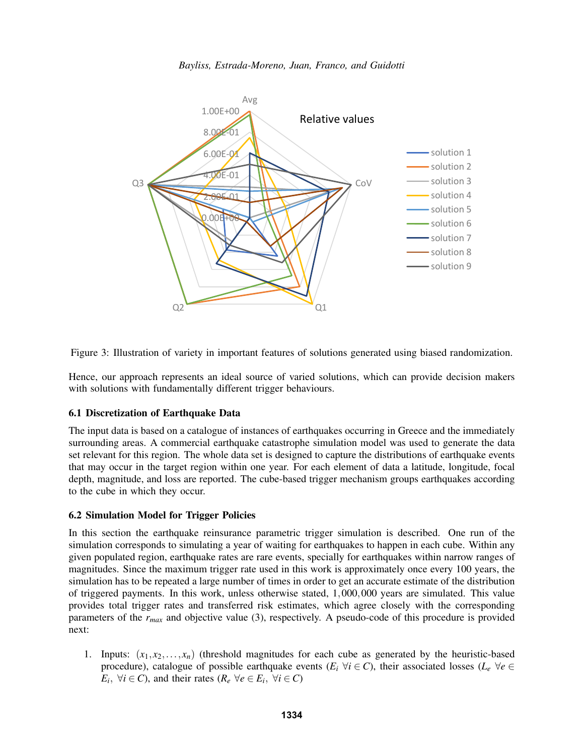Figure 3: Illustration of variety in important features of solutions generated using biased randomization.

Hence, our approach represents an ideal source of varied solutions, which can provide decision makers with solutions with fundamentally different trigger behaviours.

### 6.1 Discretization of Earthquake Data

The input data is based on a catalogue of instances of earthquakes occurring in Greece and the immediately surrounding areas. A commercial earthquake catastrophe simulation model was used to generate the data set relevant for this region. The whole data set is designed to capture the distributions of earthquake events that may occur in the target region within one year. For each element of data a latitude, longitude, focal depth, magnitude, and loss are reported. The cube-based trigger mechanism groups earthquakes according to the cube in which they occur.

### 6.2 Simulation Model for Trigger Policies

In this section the earthquake reinsurance parametric trigger simulation is described. One run of the simulation corresponds to simulating a year of waiting for earthquakes to happen in each cube. Within any given populated region, earthquake rates are rare events, specially for earthquakes within narrow ranges of magnitudes. Since the maximum trigger rate used in this work is approximately once every 100 years, the simulation has to be repeated a large number of times in order to get an accurate estimate of the distribution of triggered payments. In this work, unless otherwise stated, $1,000,000$ years are simulated. This value provides total trigger rates and transferred risk estimates, which agree closely with the corresponding parameters of the $r_{max}$ and objective value (3), respectively. A pseudo-code of this procedure is provided next:

1. Inputs: $(x_1, x_2, \ldots, x_n)$ (threshold magnitudes for each cube as generated by the heuristic-based procedure), catalogue of possible earthquake events ($E_i \ \forall i \in C$), their associated losses ($L_e \ \forall e \in E_i, \ \forall i \in C$), and their rates ($R_e \ \forall e \in E_i, \ \forall i \in C$)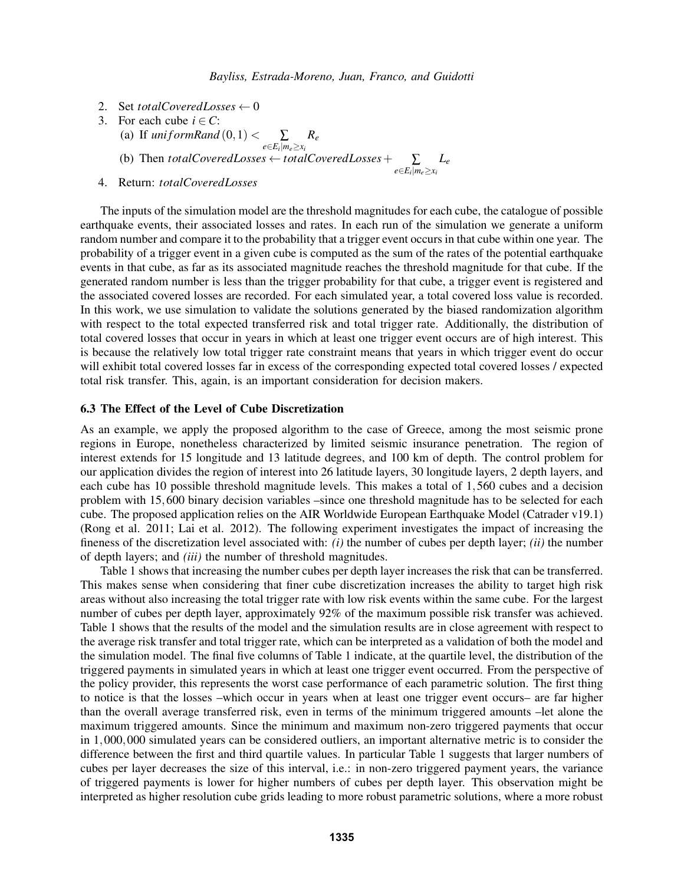2. Set $totalCoveredLosses \leftarrow 0$
3. For each cube $i \in C$:
   (a) If $uniformRand\,(0,1) < \sum_{e \in E_i | m_e \geq x_i} R_e$
   (b) Then $totalCoveredLosses \leftarrow totalCoveredLosses + \sum_{e \in E_i | m_e \geq x_i} L_e$
4. Return: $totalCoveredLosses$

The inputs of the simulation model are the threshold magnitudes for each cube, the catalogue of possible earthquake events, their associated losses and rates. In each run of the simulation we generate a uniform random number and compare it to the probability that a trigger event occurs in that cube within one year. The probability of a trigger event in a given cube is computed as the sum of the rates of the potential earthquake events in that cube, as far as its associated magnitude reaches the threshold magnitude for that cube. If the generated random number is less than the trigger probability for that cube, a trigger event is registered and the associated covered losses are recorded. For each simulated year, a total covered loss value is recorded. In this work, we use simulation to validate the solutions generated by the biased randomization algorithm with respect to the total expected transferred risk and total trigger rate. Additionally, the distribution of total covered losses that occur in years in which at least one trigger event occurs are of high interest. This is because the relatively low total trigger rate constraint means that years in which trigger event do occur will exhibit total covered losses far in excess of the corresponding expected total covered losses / expected total risk transfer. This, again, is an important consideration for decision makers.

### 6.3 The Effect of the Level of Cube Discretization

As an example, we apply the proposed algorithm to the case of Greece, among the most seismic prone regions in Europe, nonetheless characterized by limited seismic insurance penetration. The region of interest extends for 15 longitude and 13 latitude degrees, and 100 km of depth. The control problem for our application divides the region of interest into 26 latitude layers, 30 longitude layers, 2 depth layers, and each cube has 10 possible threshold magnitude levels. This makes a total of 1,560 cubes and a decision problem with 15,600 binary decision variables –since one threshold magnitude has to be selected for each cube. The proposed application relies on the AIR Worldwide European Earthquake Model (Catrader v19.1) (Rong et al. 2011; Lai et al. 2012). The following experiment investigates the impact of increasing the fineness of the discretization level associated with: *(i)* the number of cubes per depth layer; *(ii)* the number of depth layers; and *(iii)* the number of threshold magnitudes.

Table 1 shows that increasing the number cubes per depth layer increases the risk that can be transferred. This makes sense when considering that finer cube discretization increases the ability to target high risk areas without also increasing the total trigger rate with low risk events within the same cube. For the largest number of cubes per depth layer, approximately 92% of the maximum possible risk transfer was achieved. Table 1 shows that the results of the model and the simulation results are in close agreement with respect to the average risk transfer and total trigger rate, which can be interpreted as a validation of both the model and the simulation model. The final five columns of Table 1 indicate, at the quartile level, the distribution of the triggered payments in simulated years in which at least one trigger event occurred. From the perspective of the policy provider, this represents the worst case performance of each parametric solution. The first thing to notice is that the losses –which occur in years when at least one trigger event occurs– are far higher than the overall average transferred risk, even in terms of the minimum triggered amounts –let alone the maximum triggered amounts. Since the minimum and maximum non-zero triggered payments that occur in 1,000,000 simulated years can be considered outliers, an important alternative metric is to consider the difference between the first and third quartile values. In particular Table 1 suggests that larger numbers of cubes per layer decreases the size of this interval, i.e.: in non-zero triggered payment years, the variance of triggered payments is lower for higher numbers of cubes per depth layer. This observation might be interpreted as higher resolution cube grids leading to more robust parametric solutions, where a more robust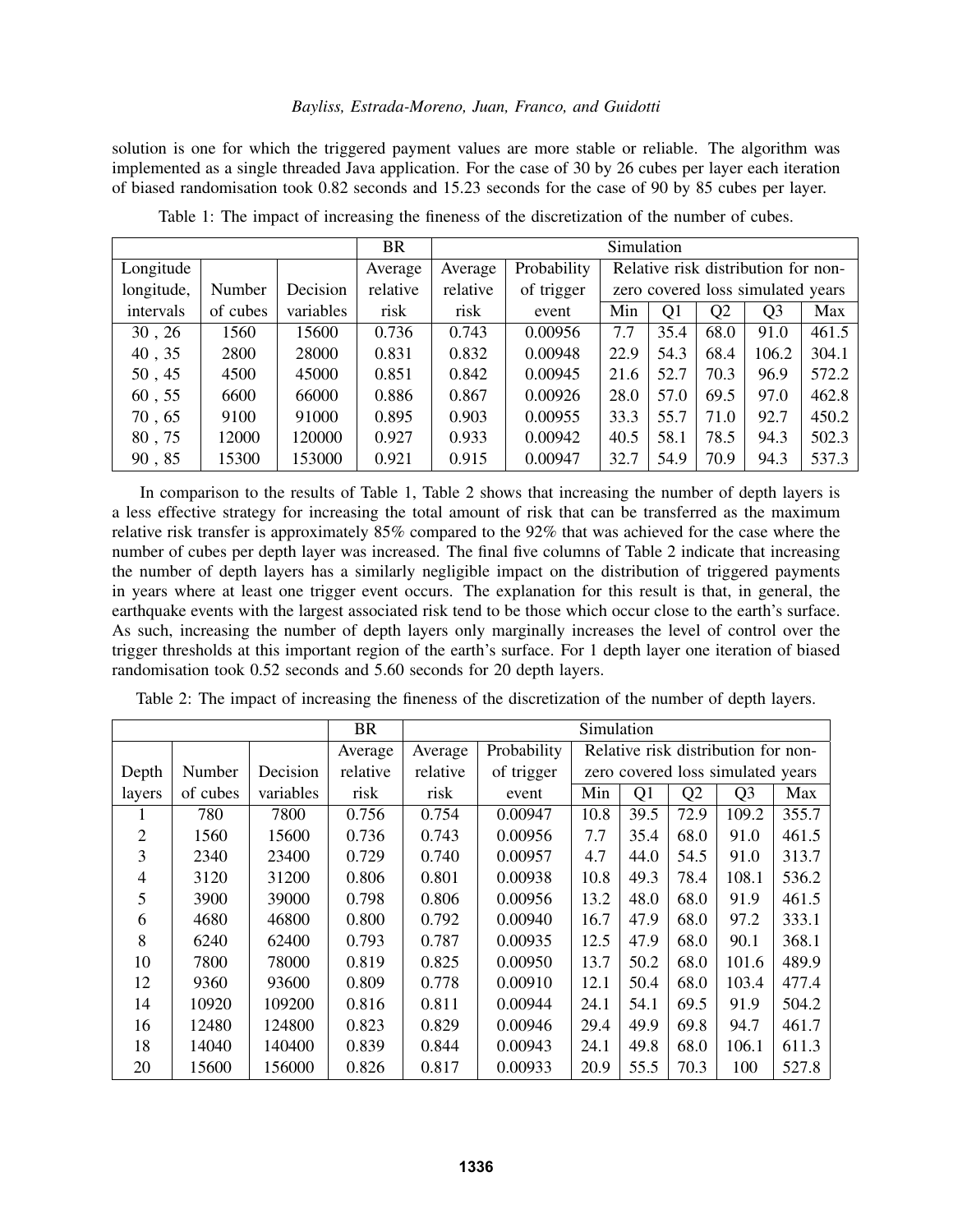solution is one for which the triggered payment values are more stable or reliable. The algorithm was implemented as a single threaded Java application. For the case of 30 by 26 cubes per layer each iteration of biased randomisation took 0.82 seconds and 15.23 seconds for the case of 90 by 85 cubes per layer.

Table 1: The impact of increasing the fineness of the discretization of the number of cubes.

| | | | BR | Simulation | | | | | | |
|---|---|---|---|---|---|---|---|---|---|---|
| Longitude longitude, intervals | Number of cubes | Decision variables | Average relative risk | Average relative risk | Probability of trigger event | Relative risk distribution for non-zero covered loss simulated years | | | | |
| | | | | | | Min | Q1 | Q2 | Q3 | Max |
| 30 , 26 | 1560 | 15600 | 0.736 | 0.743 | 0.00956 | 7.7 | 35.4 | 68.0 | 91.0 | 461.5 |
| 40 , 35 | 2800 | 28000 | 0.831 | 0.832 | 0.00948 | 22.9 | 54.3 | 68.4 | 106.2 | 304.1 |
| 50 , 45 | 4500 | 45000 | 0.851 | 0.842 | 0.00945 | 21.6 | 52.7 | 70.3 | 96.9 | 572.2 |
| 60 , 55 | 6600 | 66000 | 0.886 | 0.867 | 0.00926 | 28.0 | 57.0 | 69.5 | 97.0 | 462.8 |
| 70 , 65 | 9100 | 91000 | 0.895 | 0.903 | 0.00955 | 33.3 | 55.7 | 71.0 | 92.7 | 450.2 |
| 80 , 75 | 12000 | 120000 | 0.927 | 0.933 | 0.00942 | 40.5 | 58.1 | 78.5 | 94.3 | 502.3 |
| 90 , 85 | 15300 | 153000 | 0.921 | 0.915 | 0.00947 | 32.7 | 54.9 | 70.9 | 94.3 | 537.3 |

In comparison to the results of Table 1, Table 2 shows that increasing the number of depth layers is a less effective strategy for increasing the total amount of risk that can be transferred as the maximum relative risk transfer is approximately 85% compared to the 92% that was achieved for the case where the number of cubes per depth layer was increased. The final five columns of Table 2 indicate that increasing the number of depth layers has a similarly negligible impact on the distribution of triggered payments in years where at least one trigger event occurs. The explanation for this result is that, in general, the earthquake events with the largest associated risk tend to be those which occur close to the earth's surface. As such, increasing the number of depth layers only marginally increases the level of control over the trigger thresholds at this important region of the earth's surface. For 1 depth layer one iteration of biased randomisation took 0.52 seconds and 5.60 seconds for 20 depth layers.

Table 2: The impact of increasing the fineness of the discretization of the number of depth layers.

| | | | BR | Simulation | | | | | | |
|---|---|---|---|---|---|---|---|---|---|---|
| Depth layers | Number of cubes | Decision variables | Average relative risk | Average relative risk | Probability of trigger event | Relative risk distribution for non-zero covered loss simulated years | | | | |
| | | | | | | Min | Q1 | Q2 | Q3 | Max |
| 1 | 780 | 7800 | 0.756 | 0.754 | 0.00947 | 10.8 | 39.5 | 72.9 | 109.2 | 355.7 |
| 2 | 1560 | 15600 | 0.736 | 0.743 | 0.00956 | 7.7 | 35.4 | 68.0 | 91.0 | 461.5 |
| 3 | 2340 | 23400 | 0.729 | 0.740 | 0.00957 | 4.7 | 44.0 | 54.5 | 91.0 | 313.7 |
| 4 | 3120 | 31200 | 0.806 | 0.801 | 0.00938 | 10.8 | 49.3 | 78.4 | 108.1 | 536.2 |
| 5 | 3900 | 39000 | 0.798 | 0.806 | 0.00956 | 13.2 | 48.0 | 68.0 | 91.9 | 461.5 |
| 6 | 4680 | 46800 | 0.800 | 0.792 | 0.00940 | 16.7 | 47.9 | 68.0 | 97.2 | 333.1 |
| 8 | 6240 | 62400 | 0.793 | 0.787 | 0.00935 | 12.5 | 47.9 | 68.0 | 90.1 | 368.1 |
| 10 | 7800 | 78000 | 0.819 | 0.825 | 0.00950 | 13.7 | 50.2 | 68.0 | 101.6 | 489.9 |
| 12 | 9360 | 93600 | 0.809 | 0.778 | 0.00910 | 12.1 | 50.4 | 68.0 | 103.4 | 477.4 |
| 14 | 10920 | 109200 | 0.816 | 0.811 | 0.00944 | 24.1 | 54.1 | 69.5 | 91.9 | 504.2 |
| 16 | 12480 | 124800 | 0.823 | 0.829 | 0.00946 | 29.4 | 49.9 | 69.8 | 94.7 | 461.7 |
| 18 | 14040 | 140400 | 0.839 | 0.844 | 0.00943 | 24.1 | 49.8 | 68.0 | 106.1 | 611.3 |
| 20 | 15600 | 156000 | 0.826 | 0.817 | 0.00933 | 20.9 | 55.5 | 70.3 | 100 | 527.8 |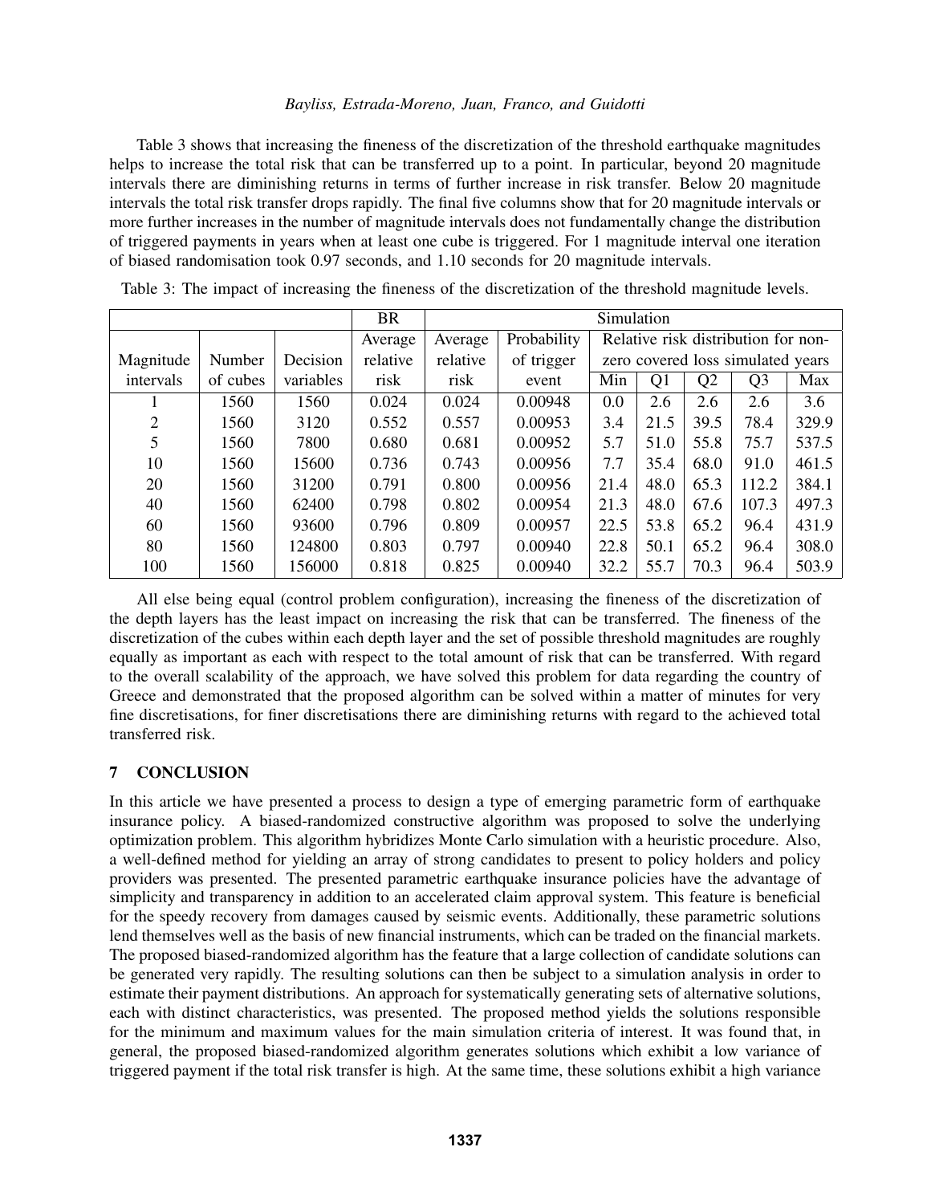Table 3 shows that increasing the fineness of the discretization of the threshold earthquake magnitudes helps to increase the total risk that can be transferred up to a point. In particular, beyond 20 magnitude intervals there are diminishing returns in terms of further increase in risk transfer. Below 20 magnitude intervals the total risk transfer drops rapidly. The final five columns show that for 20 magnitude intervals or more further increases in the number of magnitude intervals does not fundamentally change the distribution of triggered payments in years when at least one cube is triggered. For 1 magnitude interval one iteration of biased randomisation took 0.97 seconds, and 1.10 seconds for 20 magnitude intervals.

Table 3: The impact of increasing the fineness of the discretization of the threshold magnitude levels.

| | | | BR | Simulation | | | | | | |
|---|---|---|---|---|---|---|---|---|---|---|
| Magnitude intervals | Number of cubes | Decision variables | Average relative risk | Average relative risk | Probability of trigger event | Relative risk distribution for non-zero covered loss simulated years | | | | |
| | | | | | | Min | Q1 | Q2 | Q3 | Max |
| 1 | 1560 | 1560 | 0.024 | 0.024 | 0.00948 | 0.0 | 2.6 | 2.6 | 2.6 | 3.6 |
| 2 | 1560 | 3120 | 0.552 | 0.557 | 0.00953 | 3.4 | 21.5 | 39.5 | 78.4 | 329.9 |
| 5 | 1560 | 7800 | 0.680 | 0.681 | 0.00952 | 5.7 | 51.0 | 55.8 | 75.7 | 537.5 |
| 10 | 1560 | 15600 | 0.736 | 0.743 | 0.00956 | 7.7 | 35.4 | 68.0 | 91.0 | 461.5 |
| 20 | 1560 | 31200 | 0.791 | 0.800 | 0.00956 | 21.4 | 48.0 | 65.3 | 112.2 | 384.1 |
| 40 | 1560 | 62400 | 0.798 | 0.802 | 0.00954 | 21.3 | 48.0 | 67.6 | 107.3 | 497.3 |
| 60 | 1560 | 93600 | 0.796 | 0.809 | 0.00957 | 22.5 | 53.8 | 65.2 | 96.4 | 431.9 |
| 80 | 1560 | 124800 | 0.803 | 0.797 | 0.00940 | 22.8 | 50.1 | 65.2 | 96.4 | 308.0 |
| 100 | 1560 | 156000 | 0.818 | 0.825 | 0.00940 | 32.2 | 55.7 | 70.3 | 96.4 | 503.9 |

All else being equal (control problem configuration), increasing the fineness of the discretization of the depth layers has the least impact on increasing the risk that can be transferred. The fineness of the discretization of the cubes within each depth layer and the set of possible threshold magnitudes are roughly equally as important as each with respect to the total amount of risk that can be transferred. With regard to the overall scalability of the approach, we have solved this problem for data regarding the country of Greece and demonstrated that the proposed algorithm can be solved within a matter of minutes for very fine discretisations, for finer discretisations there are diminishing returns with regard to the achieved total transferred risk.

## 7 CONCLUSION

In this article we have presented a process to design a type of emerging parametric form of earthquake insurance policy. A biased-randomized constructive algorithm was proposed to solve the underlying optimization problem. This algorithm hybridizes Monte Carlo simulation with a heuristic procedure. Also, a well-defined method for yielding an array of strong candidates to present to policy holders and policy providers was presented. The presented parametric earthquake insurance policies have the advantage of simplicity and transparency in addition to an accelerated claim approval system. This feature is beneficial for the speedy recovery from damages caused by seismic events. Additionally, these parametric solutions lend themselves well as the basis of new financial instruments, which can be traded on the financial markets. The proposed biased-randomized algorithm has the feature that a large collection of candidate solutions can be generated very rapidly. The resulting solutions can then be subject to a simulation analysis in order to estimate their payment distributions. An approach for systematically generating sets of alternative solutions, each with distinct characteristics, was presented. The proposed method yields the solutions responsible for the minimum and maximum values for the main simulation criteria of interest. It was found that, in general, the proposed biased-randomized algorithm generates solutions which exhibit a low variance of triggered payment if the total risk transfer is high. At the same time, these solutions exhibit a high variance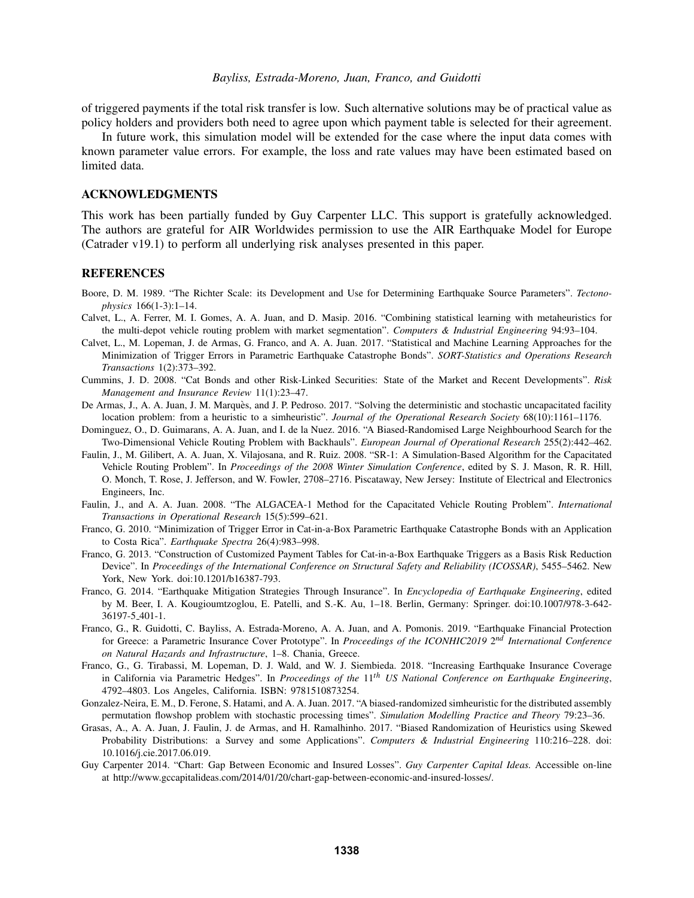of triggered payments if the total risk transfer is low. Such alternative solutions may be of practical value as policy holders and providers both need to agree upon which payment table is selected for their agreement.

In future work, this simulation model will be extended for the case where the input data comes with known parameter value errors. For example, the loss and rate values may have been estimated based on limited data.

## ACKNOWLEDGMENTS

This work has been partially funded by Guy Carpenter LLC. This support is gratefully acknowledged. The authors are grateful for AIR Worldwides permission to use the AIR Earthquake Model for Europe (Catrader v19.1) to perform all underlying risk analyses presented in this paper.

## REFERENCES

Boore, D. M. 1989. "The Richter Scale: its Development and Use for Determining Earthquake Source Parameters". *Tectonophysics* 166(1-3):1–14.

Calvet, L., A. Ferrer, M. I. Gomes, A. A. Juan, and D. Masip. 2016. "Combining statistical learning with metaheuristics for the multi-depot vehicle routing problem with market segmentation". *Computers & Industrial Engineering* 94:93–104.

Calvet, L., M. Lopeman, J. de Armas, G. Franco, and A. A. Juan. 2017. "Statistical and Machine Learning Approaches for the Minimization of Trigger Errors in Parametric Earthquake Catastrophe Bonds". *SORT-Statistics and Operations Research Transactions* 1(2):373–392.

Cummins, J. D. 2008. "Cat Bonds and other Risk-Linked Securities: State of the Market and Recent Developments". *Risk Management and Insurance Review* 11(1):23–47.

De Armas, J., A. A. Juan, J. M. Marquès, and J. P. Pedroso. 2017. "Solving the deterministic and stochastic uncapacitated facility location problem: from a heuristic to a simheuristic". *Journal of the Operational Research Society* 68(10):1161–1176.

Dominguez, O., D. Guimarans, A. A. Juan, and I. de la Nuez. 2016. "A Biased-Randomised Large Neighbourhood Search for the Two-Dimensional Vehicle Routing Problem with Backhauls". *European Journal of Operational Research* 255(2):442–462.

Faulin, J., M. Gilibert, A. A. Juan, X. Vilajosana, and R. Ruiz. 2008. "SR-1: A Simulation-Based Algorithm for the Capacitated Vehicle Routing Problem". In *Proceedings of the 2008 Winter Simulation Conference*, edited by S. J. Mason, R. R. Hill, O. Monch, T. Rose, J. Jefferson, and W. Fowler, 2708–2716. Piscataway, New Jersey: Institute of Electrical and Electronics Engineers, Inc.

Faulin, J., and A. A. Juan. 2008. "The ALGACEA-1 Method for the Capacitated Vehicle Routing Problem". *International Transactions in Operational Research* 15(5):599–621.

Franco, G. 2010. "Minimization of Trigger Error in Cat-in-a-Box Parametric Earthquake Catastrophe Bonds with an Application to Costa Rica". *Earthquake Spectra* 26(4):983–998.

Franco, G. 2013. "Construction of Customized Payment Tables for Cat-in-a-Box Earthquake Triggers as a Basis Risk Reduction Device". In *Proceedings of the International Conference on Structural Safety and Reliability (ICOSSAR)*, 5455–5462. New York, New York. doi:10.1201/b16387-793.

Franco, G. 2014. "Earthquake Mitigation Strategies Through Insurance". In *Encyclopedia of Earthquake Engineering*, edited by M. Beer, I. A. Kougioumtzoglou, E. Patelli, and S.-K. Au, 1–18. Berlin, Germany: Springer. doi:10.1007/978-3-642-36197-5_401-1.

Franco, G., R. Guidotti, C. Bayliss, A. Estrada-Moreno, A. A. Juan, and A. Pomonis. 2019. "Earthquake Financial Protection for Greece: a Parametric Insurance Cover Prototype". In *Proceedings of the ICONHIC2019 2nd International Conference on Natural Hazards and Infrastructure*, 1–8. Chania, Greece.

Franco, G., G. Tirabassi, M. Lopeman, D. J. Wald, and W. J. Siembieda. 2018. "Increasing Earthquake Insurance Coverage in California via Parametric Hedges". In *Proceedings of the 11th US National Conference on Earthquake Engineering*, 4792–4803. Los Angeles, California. ISBN: 9781510873254.

Gonzalez-Neira, E. M., D. Ferone, S. Hatami, and A. A. Juan. 2017. "A biased-randomized simheuristic for the distributed assembly permutation flowshop problem with stochastic processing times". *Simulation Modelling Practice and Theory* 79:23–36.

Grasas, A., A. A. Juan, J. Faulin, J. de Armas, and H. Ramalhinho. 2017. "Biased Randomization of Heuristics using Skewed Probability Distributions: a Survey and some Applications". *Computers & Industrial Engineering* 110:216–228. doi: 10.1016/j.cie.2017.06.019.

Guy Carpenter 2014. "Chart: Gap Between Economic and Insured Losses". *Guy Carpenter Capital Ideas.* Accessible on-line at http://www.gccapitalideas.com/2014/01/20/chart-gap-between-economic-and-insured-losses/.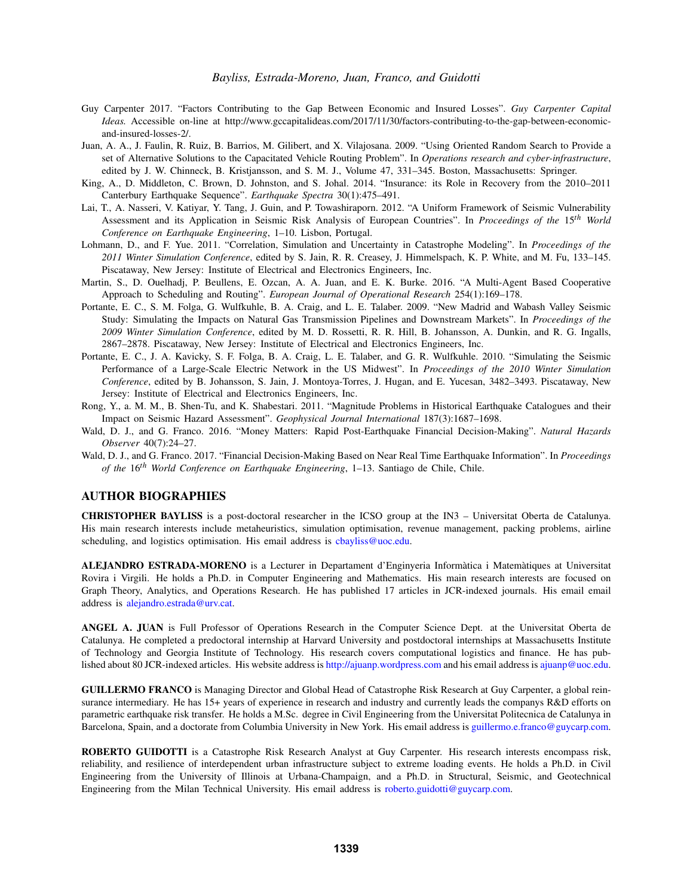Guy Carpenter 2017. "Factors Contributing to the Gap Between Economic and Insured Losses". *Guy Carpenter Capital Ideas.* Accessible on-line at http://www.gccapitalideas.com/2017/11/30/factors-contributing-to-the-gap-between-economic-and-insured-losses-2/.

Juan, A. A., J. Faulin, R. Ruiz, B. Barrios, M. Gilibert, and X. Vilajosana. 2009. "Using Oriented Random Search to Provide a set of Alternative Solutions to the Capacitated Vehicle Routing Problem". In *Operations research and cyber-infrastructure*, edited by J. W. Chinneck, B. Kristjansson, and S. M. J., Volume 47, 331–345. Boston, Massachusetts: Springer.

King, A., D. Middleton, C. Brown, D. Johnston, and S. Johal. 2014. "Insurance: its Role in Recovery from the 2010–2011 Canterbury Earthquake Sequence". *Earthquake Spectra* 30(1):475–491.

Lai, T., A. Nasseri, V. Katiyar, Y. Tang, J. Guin, and P. Towashiraporn. 2012. "A Uniform Framework of Seismic Vulnerability Assessment and its Application in Seismic Risk Analysis of European Countries". In *Proceedings of the* 15*th World Conference on Earthquake Engineering*, 1–10. Lisbon, Portugal.

Lohmann, D., and F. Yue. 2011. "Correlation, Simulation and Uncertainty in Catastrophe Modeling". In *Proceedings of the 2011 Winter Simulation Conference*, edited by S. Jain, R. R. Creasey, J. Himmelspach, K. P. White, and M. Fu, 133–145. Piscataway, New Jersey: Institute of Electrical and Electronics Engineers, Inc.

Martin, S., D. Ouelhadj, P. Beullens, E. Ozcan, A. A. Juan, and E. K. Burke. 2016. "A Multi-Agent Based Cooperative Approach to Scheduling and Routing". *European Journal of Operational Research* 254(1):169–178.

Portante, E. C., S. M. Folga, G. Wulfkuhle, B. A. Craig, and L. E. Talaber. 2009. "New Madrid and Wabash Valley Seismic Study: Simulating the Impacts on Natural Gas Transmission Pipelines and Downstream Markets". In *Proceedings of the 2009 Winter Simulation Conference*, edited by M. D. Rossetti, R. R. Hill, B. Johansson, A. Dunkin, and R. G. Ingalls, 2867–2878. Piscataway, New Jersey: Institute of Electrical and Electronics Engineers, Inc.

Portante, E. C., J. A. Kavicky, S. F. Folga, B. A. Craig, L. E. Talaber, and G. R. Wulfkuhle. 2010. "Simulating the Seismic Performance of a Large-Scale Electric Network in the US Midwest". In *Proceedings of the 2010 Winter Simulation Conference*, edited by B. Johansson, S. Jain, J. Montoya-Torres, J. Hugan, and E. Yucesan, 3482–3493. Piscataway, New Jersey: Institute of Electrical and Electronics Engineers, Inc.

Rong, Y., a. M. M., B. Shen-Tu, and K. Shabestari. 2011. "Magnitude Problems in Historical Earthquake Catalogues and their Impact on Seismic Hazard Assessment". *Geophysical Journal International* 187(3):1687–1698.

Wald, D. J., and G. Franco. 2016. "Money Matters: Rapid Post-Earthquake Financial Decision-Making". *Natural Hazards Observer* 40(7):24–27.

Wald, D. J., and G. Franco. 2017. "Financial Decision-Making Based on Near Real Time Earthquake Information". In *Proceedings of the* 16*th World Conference on Earthquake Engineering*, 1–13. Santiago de Chile, Chile.

## AUTHOR BIOGRAPHIES

**CHRISTOPHER BAYLISS** is a post-doctoral researcher in the ICSO group at the IN3 – Universitat Oberta de Catalunya. His main research interests include metaheuristics, simulation optimisation, revenue management, packing problems, airline scheduling, and logistics optimisation. His email address is cbayliss@uoc.edu.

**ALEJANDRO ESTRADA-MORENO** is a Lecturer in Departament d'Enginyeria Informàtica i Matemàtiques at Universitat Rovira i Virgili. He holds a Ph.D. in Computer Engineering and Mathematics. His main research interests are focused on Graph Theory, Analytics, and Operations Research. He has published 17 articles in JCR-indexed journals. His email email address is alejandro.estrada@urv.cat.

**ANGEL A. JUAN** is Full Professor of Operations Research in the Computer Science Dept. at the Universitat Oberta de Catalunya. He completed a predoctoral internship at Harvard University and postdoctoral internships at Massachusetts Institute of Technology and Georgia Institute of Technology. His research covers computational logistics and finance. He has published about 80 JCR-indexed articles. His website address is http://ajuanp.wordpress.com and his email address is ajuanp@uoc.edu.

**GUILLERMO FRANCO** is Managing Director and Global Head of Catastrophe Risk Research at Guy Carpenter, a global reinsurance intermediary. He has 15+ years of experience in research and industry and currently leads the companys R&D efforts on parametric earthquake risk transfer. He holds a M.Sc. degree in Civil Engineering from the Universitat Politecnica de Catalunya in Barcelona, Spain, and a doctorate from Columbia University in New York. His email address is guillermo.e.franco@guycarp.com.

**ROBERTO GUIDOTTI** is a Catastrophe Risk Research Analyst at Guy Carpenter. His research interests encompass risk, reliability, and resilience of interdependent urban infrastructure subject to extreme loading events. He holds a Ph.D. in Civil Engineering from the University of Illinois at Urbana-Champaign, and a Ph.D. in Structural, Seismic, and Geotechnical Engineering from the Milan Technical University. His email address is roberto.guidotti@guycarp.com.